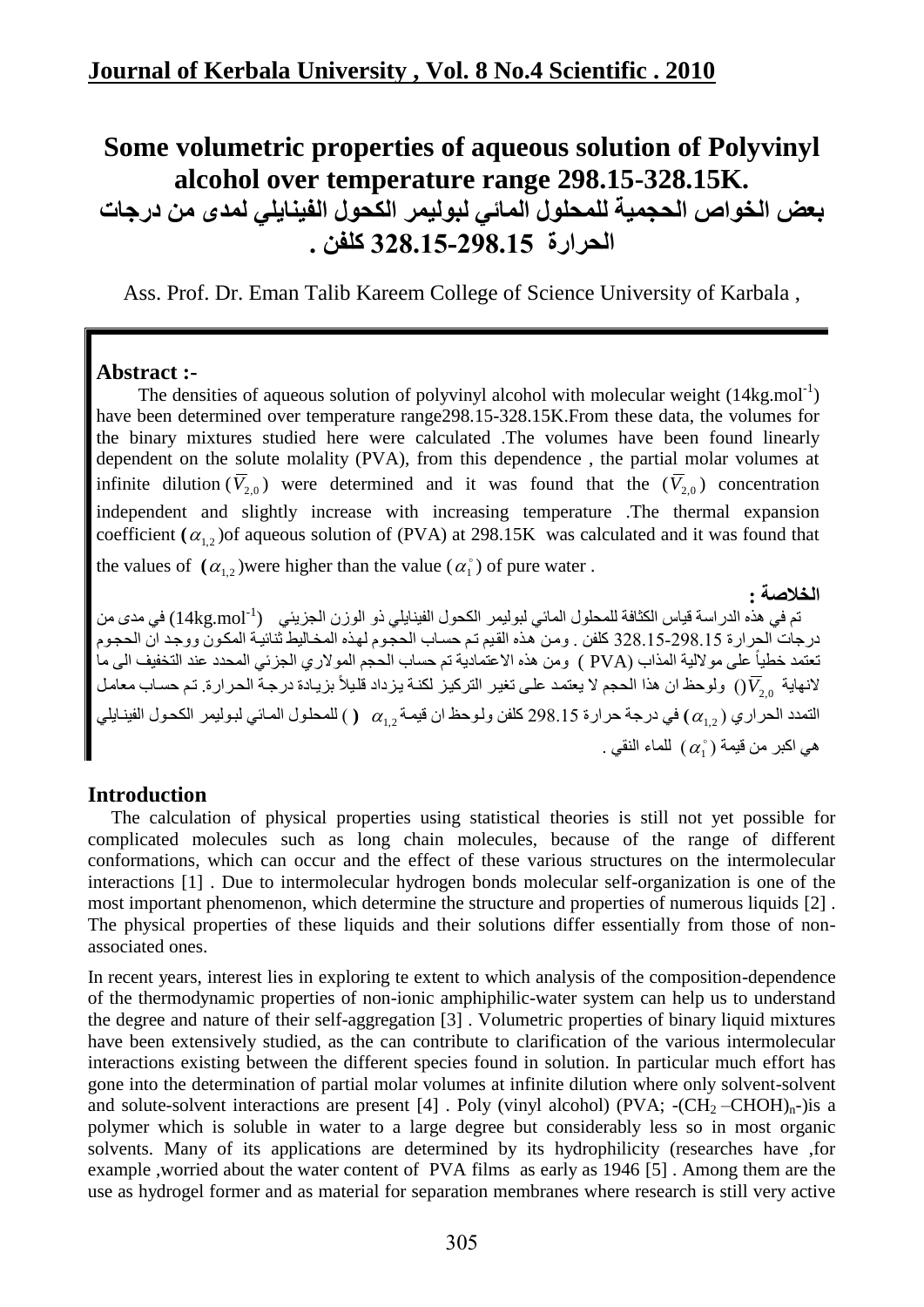# Some volumetric properties of aqueous solution of Polyvinyl alcohol over temperature range 298.15-328.15K.

# بعض الخواص الحجمية للمحلول المائي لبوليمر الكحول الفينايلي لمدى من درجات الحرارة 298.15-328.15 كلفن .

Ass. Prof. Dr. Eman Talib Kareem College of Science University of Karbala ,

## Abstract :-

The densities of aqueous solution of polyvinyl alcohol with molecular weight ($14 kg.mol^{-1}$) have been determined over temperature range298.15-328.15K.From these data, the volumes for the binary mixtures studied here were calculated .The volumes have been found linearly dependent on the solute molality (PVA), from this dependence , the partial molar volumes at infinite dilution ($\bar{V}_{2,0}$) were determined and it was found that the ($\bar{V}_{2,0}$) concentration independent and slightly increase with increasing temperature .The thermal expansion coefficient ($\alpha_{1,2}$)of aqueous solution of (PVA) at 298.15K was calculated and it was found that the values of ($\alpha_{1,2}$)were higher than the value ($\alpha_1^{\circ}$) of pure water .

## الخلاصة :

تم في هذه الدراسة قياس الكثافة للمحلول المائي لبوليمر الكحول الفينايلي ذو الوزن الجزيئي ($14kg.mol^{-1}$) في مدى من درجات الحرارة 298.15-328.15 كلفن . ومن هذه القيم تم حساب الحجوم لهذه المخاليط ثنائية المكون ووجد ان الحجوم تعتمد خطياً على مولالية المذاب (PVA ) ومن هذه الاعتمادية تم حساب الحجم المولاري الجزئي المحدد عند التخفيف الى ما لانهاية ($\bar{V}_{2,0}$) ولوحظ ان هذا الحجم لا يعتمد على تغير التركيز لكنة يزداد قليلاً بزيادة درجة الحرارة. تم حساب معامل التمدد الحراري ($\alpha_{1,2}$) في درجة حرارة 298.15 كلفن ولوحظ ان قيمة $\alpha_{1,2}$ ( ) للمحلول المائي لبوليمر الكحول الفينايلي هي اكبر من قيمة ($\alpha_1^{\circ}$) للماء النقي .

## Introduction

The calculation of physical properties using statistical theories is still not yet possible for complicated molecules such as long chain molecules, because of the range of different conformations, which can occur and the effect of these various structures on the intermolecular interactions [1] . Due to intermolecular hydrogen bonds molecular self-organization is one of the most important phenomenon, which determine the structure and properties of numerous liquids [2] . The physical properties of these liquids and their solutions differ essentially from those of non-associated ones.

In recent years, interest lies in exploring te extent to which analysis of the composition-dependence of the thermodynamic properties of non-ionic amphiphilic-water system can help us to understand the degree and nature of their self-aggregation [3] . Volumetric properties of binary liquid mixtures have been extensively studied, as the can contribute to clarification of the various intermolecular interactions existing between the different species found in solution. In particular much effort has gone into the determination of partial molar volumes at infinite dilution where only solvent-solvent and solute-solvent interactions are present [4] . Poly (vinyl alcohol) (PVA; $-(CH_2-CHOH)_n-$)is a polymer which is soluble in water to a large degree but considerably less so in most organic solvents. Many of its applications are determined by its hydrophilicity (researches have ,for example ,worried about the water content of PVA films as early as 1946 [5] . Among them are the use as hydrogel former and as material for separation membranes where research is still very active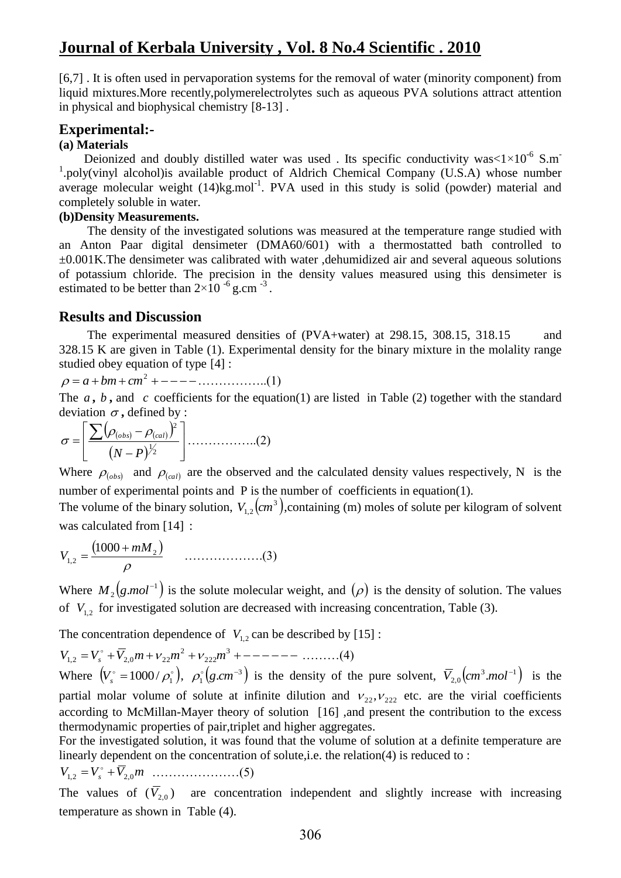[6,7] . It is often used in pervaporation systems for the removal of water (minority component) from liquid mixtures.More recently,polymerelectrolytes such as aqueous PVA solutions attract attention in physical and biophysical chemistry [8-13] .

## Experimental:-

**(a) Materials**

Deionized and doubly distilled water was used . Its specific conductivity was$<1\times10^{-6}$ $S.m^{-1}$.poly(vinyl alcohol)is available product of Aldrich Chemical Company (U.S.A) whose number average molecular weight (14)$kg.mol^{-1}$. PVA used in this study is solid (powder) material and completely soluble in water.

**(b)Density Measurements.**

The density of the investigated solutions was measured at the temperature range studied with an Anton Paar digital densimeter (DMA60/601) with a thermostatted bath controlled to ±0.001K.The densimeter was calibrated with water ,dehumidized air and several aqueous solutions of potassium chloride. The precision in the density values measured using this densimeter is estimated to be better than $2\times10^{-6}$ $g.cm^{-3}$.

## Results and Discussion

The experimental measured densities of (PVA+water) at 298.15, 308.15, 318.15 and 328.15 K are given in Table (1). Experimental density for the binary mixture in the molality range studied obey equation of type [4] :

$$\rho = a + bm + cm^2 + ---- \quad \ldots\ldots\ldots\ldots\ldots..(1)$$

The $a$ , $b$ , and $c$ coefficients for the equation(1) are listed in Table (2) together with the standard deviation $\sigma$ , defined by :

$$\sigma = \left[ \frac{\sum \left(\rho_{(obs)} - \rho_{(cal)}\right)^2}{\left(N-P\right)^{1/2}} \right] \ldots\ldots\ldots\ldots\ldots..(2)$$

Where $\rho_{(obs)}$ and $\rho_{(cal)}$ are the observed and the calculated density values respectively, N is the number of experimental points and P is the number of coefficients in equation(1).

The volume of the binary solution, $V_{1,2}\left(cm^3\right)$,containing (m) moles of solute per kilogram of solvent was calculated from [14] :

$$V_{1,2} = \frac{\left(1000 + mM_2\right)}{\rho} \quad \ldots\ldots\ldots\ldots\ldots\ldots.(3)$$

Where $M_2\left(g.mol^{-1}\right)$ is the solute molecular weight, and $(\rho)$ is the density of solution. The values of $V_{1,2}$ for investigated solution are decreased with increasing concentration, Table (3).

The concentration dependence of $V_{1,2}$ can be described by [15] :

$$V_{1,2} = V_s^{\circ} + \bar{V}_{2,0} m + \nu_{22} m^2 + \nu_{222} m^3 + ------ \quad \ldots\ldots\ldots(4)$$

Where $\left(V_s^{\circ} = 1000/\rho_1^{\circ}\right)$, $\rho_1^{\circ}\left(g.cm^{-3}\right)$ is the density of the pure solvent, $\bar{V}_{2,0}\left(cm^3.mol^{-1}\right)$ is the partial molar volume of solute at infinite dilution and $\nu_{22}, \nu_{222}$ etc. are the virial coefficients according to McMillan-Mayer theory of solution [16] ,and present the contribution to the excess thermodynamic properties of pair,triplet and higher aggregates.

For the investigated solution, it was found that the volume of solution at a definite temperature are linearly dependent on the concentration of solute,i.e. the relation(4) is reduced to :

$$V_{1,2} = V_s^{\circ} + \bar{V}_{2,0} m \quad \ldots\ldots\ldots\ldots\ldots\ldots\ldots(5)$$

The values of $(\bar{V}_{2,0})$ are concentration independent and slightly increase with increasing temperature as shown in Table (4).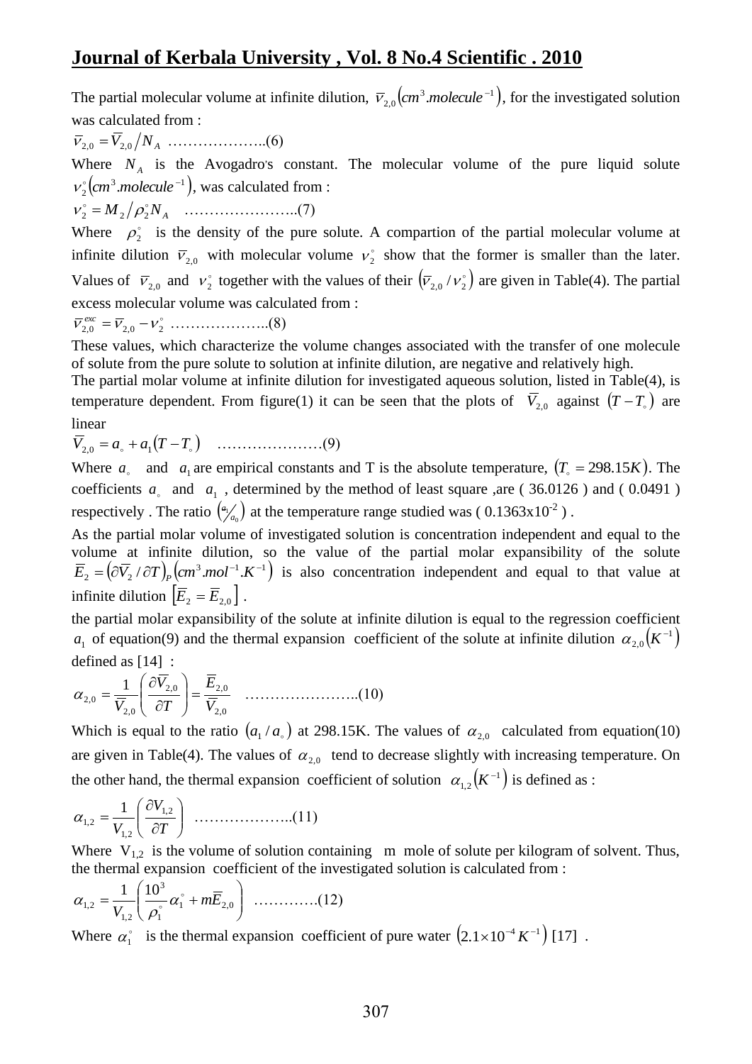The partial molecular volume at infinite dilution, $\bar{v}_{2,0}\left(cm^{3}.molecule^{-1}\right)$, for the investigated solution was calculated from :

$$\bar{v}_{2,0} = \bar{V}_{2,0} / N_A \quad \text{..................(6)}$$

Where $N_A$ is the Avogadro's constant. The molecular volume of the pure liquid solute $v_2^{\circ}\left(cm^{3}.molecule^{-1}\right)$, was calculated from :

$$v_2^{\circ} = M_2 / \rho_2^{\circ} N_A \quad \text{.....................(7)}$$

Where $\rho_2^{\circ}$ is the density of the pure solute. A compartion of the partial molecular volume at infinite dilution $\bar{v}_{2,0}$ with molecular volume $v_2^{\circ}$ show that the former is smaller than the later. Values of $\bar{v}_{2,0}$ and $v_2^{\circ}$ together with the values of their $\left(\bar{v}_{2,0} / v_2^{\circ}\right)$ are given in Table(4). The partial excess molecular volume was calculated from :

$$\bar{v}_{2,0}^{exc} = \bar{v}_{2,0} - v_2^{\circ} \quad \text{..................(8)}$$

These values, which characterize the volume changes associated with the transfer of one molecule of solute from the pure solute to solution at infinite dilution, are negative and relatively high.

The partial molar volume at infinite dilution for investigated aqueous solution, listed in Table(4), is temperature dependent. From figure(1) it can be seen that the plots of $\bar{V}_{2,0}$ against $\left(T - T_{\circ}\right)$ are linear

$$\bar{V}_{2,0} = a_{\circ} + a_1\left(T - T_{\circ}\right) \quad \text{....................(9)}$$

Where $a_{\circ}$ and $a_1$ are empirical constants and T is the absolute temperature, $\left(T_{\circ} = 298.15K\right)$. The coefficients $a_{\circ}$ and $a_1$ , determined by the method of least square ,are ( 36.0126 ) and ( 0.0491 ) respectively . The ratio $\left(a_1/a_0\right)$ at the temperature range studied was ( $0.1363 \times 10^{-2}$ ) .

As the partial molar volume of investigated solution is concentration independent and equal to the volume at infinite dilution, so the value of the partial molar expansibility of the solute $\bar{E}_2 = \left(\partial \bar{V}_2 / \partial T\right)_P \left(cm^{3}.mol^{-1}.K^{-1}\right)$ is also concentration independent and equal to that value at infinite dilution $\left[\bar{E}_2 = \bar{E}_{2,0}\right]$ .

the partial molar expansibility of the solute at infinite dilution is equal to the regression coefficient $a_1$ of equation(9) and the thermal expansion coefficient of the solute at infinite dilution $\alpha_{2,0}\left(K^{-1}\right)$ defined as [14] :

$$\alpha_{2,0} = \frac{1}{\bar{V}_{2,0}}\left(\frac{\partial \bar{V}_{2,0}}{\partial T}\right) = \frac{\bar{E}_{2,0}}{\bar{V}_{2,0}} \quad \text{.....................(10)}$$

Which is equal to the ratio $\left(a_1 / a_{\circ}\right)$ at 298.15K. The values of $\alpha_{2,0}$ calculated from equation(10) are given in Table(4). The values of $\alpha_{2,0}$ tend to decrease slightly with increasing temperature. On the other hand, the thermal expansion coefficient of solution $\alpha_{1,2}\left(K^{-1}\right)$ is defined as :

$$\alpha_{1,2} = \frac{1}{V_{1,2}}\left(\frac{\partial V_{1,2}}{\partial T}\right) \quad \text{..................(11)}$$

Where $V_{1,2}$ is the volume of solution containing m mole of solute per kilogram of solvent. Thus, the thermal expansion coefficient of the investigated solution is calculated from :

$$\alpha_{1,2} = \frac{1}{V_{1,2}}\left(\frac{10^3}{\rho_1^{\circ}}\alpha_1^{\circ} + m\bar{E}_{2,0}\right) \quad \text{............(12)}$$

Where $\alpha_1^{\circ}$ is the thermal expansion coefficient of pure water $\left(2.1 \times 10^{-4} K^{-1}\right)$ [17] .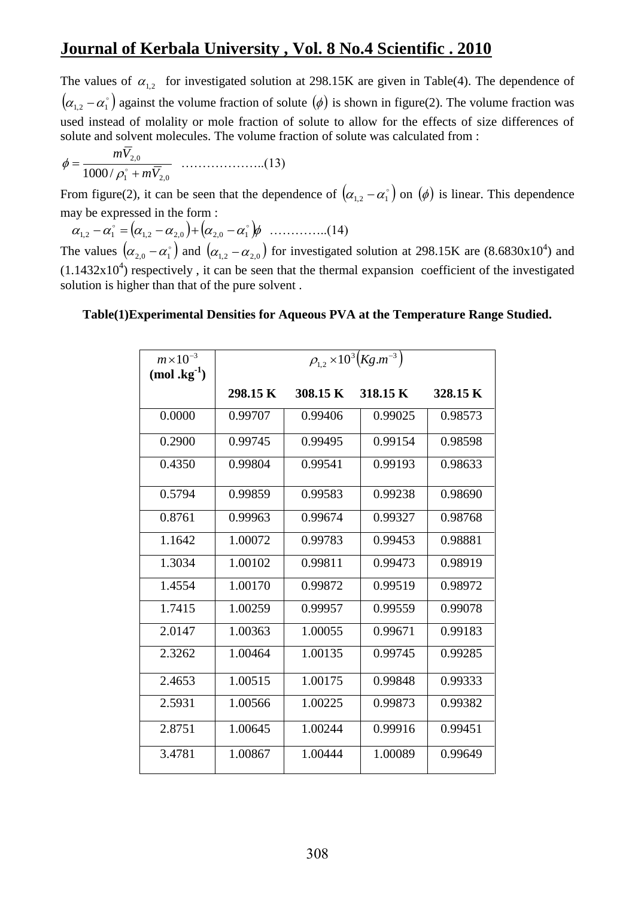The values of $\alpha_{1,2}$ for investigated solution at 298.15K are given in Table(4). The dependence of $\left(\alpha_{1,2} - \alpha_1^{\circ}\right)$ against the volume fraction of solute $(\phi)$ is shown in figure(2). The volume fraction was used instead of molality or mole fraction of solute to allow for the effects of size differences of solute and solvent molecules. The volume fraction of solute was calculated from :

$$\phi = \frac{m\overline{V}_{2,0}}{1000/\rho_1^{\circ} + m\overline{V}_{2,0}} \quad \text{………………..(13)}$$

From figure(2), it can be seen that the dependence of $\left(\alpha_{1,2} - \alpha_1^{\circ}\right)$ on $(\phi)$ is linear. This dependence may be expressed in the form :

$$\alpha_{1,2} - \alpha_1^{\circ} = \left(\alpha_{1,2} - \alpha_{2,0}\right) + \left(\alpha_{2,0} - \alpha_1^{\circ}\right)\phi \quad \text{…………..(14)}$$

The values $\left(\alpha_{2,0} - \alpha_1^{\circ}\right)$ and $\left(\alpha_{1,2} - \alpha_{2,0}\right)$ for investigated solution at 298.15K are ($8.6830\text{x}10^4$) and ($1.1432\text{x}10^4$) respectively , it can be seen that the thermal expansion coefficient of the investigated solution is higher than that of the pure solvent .

**Table(1)Experimental Densities for Aqueous PVA at the Temperature Range Studied.**

| $m \times 10^{-3}$ (mol .kg$^{-1}$) | $\rho_{1,2} \times 10^3 \left(Kg.m^{-3}\right)$ | | | |
|---|---|---|---|---|
| | **298.15 K** | **308.15 K** | **318.15 K** | **328.15 K** |
| 0.0000 | 0.99707 | 0.99406 | 0.99025 | 0.98573 |
| 0.2900 | 0.99745 | 0.99495 | 0.99154 | 0.98598 |
| 0.4350 | 0.99804 | 0.99541 | 0.99193 | 0.98633 |
| 0.5794 | 0.99859 | 0.99583 | 0.99238 | 0.98690 |
| 0.8761 | 0.99963 | 0.99674 | 0.99327 | 0.98768 |
| 1.1642 | 1.00072 | 0.99783 | 0.99453 | 0.98881 |
| 1.3034 | 1.00102 | 0.99811 | 0.99473 | 0.98919 |
| 1.4554 | 1.00170 | 0.99872 | 0.99519 | 0.98972 |
| 1.7415 | 1.00259 | 0.99957 | 0.99559 | 0.99078 |
| 2.0147 | 1.00363 | 1.00055 | 0.99671 | 0.99183 |
| 2.3262 | 1.00464 | 1.00135 | 0.99745 | 0.99285 |
| 2.4653 | 1.00515 | 1.00175 | 0.99848 | 0.99333 |
| 2.5931 | 1.00566 | 1.00225 | 0.99873 | 0.99382 |
| 2.8751 | 1.00645 | 1.00244 | 0.99916 | 0.99451 |
| 3.4781 | 1.00867 | 1.00444 | 1.00089 | 0.99649 |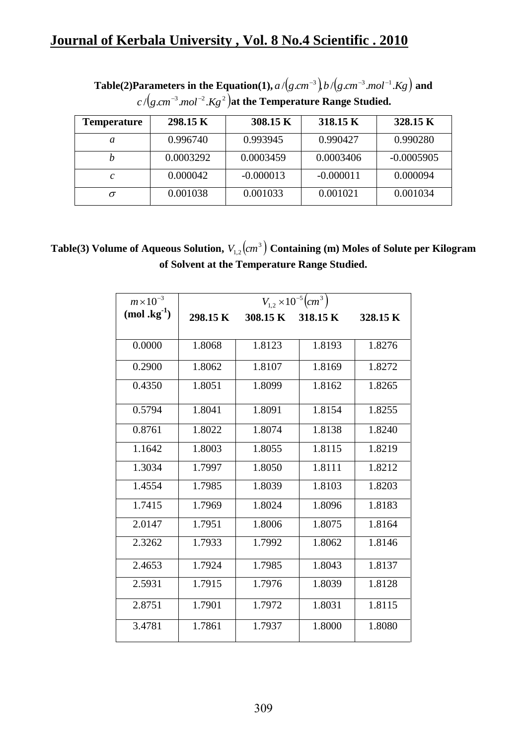**Table(2)Parameters in the Equation(1), $a/(g.cm^{-3})$, $b/(g.cm^{-3}.mol^{-1}.Kg)$ and $c/(g.cm^{-3}.mol^{-2}.Kg^{2})$ at the Temperature Range Studied.**

| Temperature | 298.15 K | 308.15 K | 318.15 K | 328.15 K |
|---|---|---|---|---|
| $a$ | 0.996740 | 0.993945 | 0.990427 | 0.990280 |
| $b$ | 0.0003292 | 0.0003459 | 0.0003406 | -0.0005905 |
| $c$ | 0.000042 | -0.000013 | -0.000011 | 0.000094 |
| $\sigma$ | 0.001038 | 0.001033 | 0.001021 | 0.001034 |

**Table(3) Volume of Aqueous Solution, $V_{1,2}(cm^{3})$ Containing (m) Moles of Solute per Kilogram of Solvent at the Temperature Range Studied.**

| $m\times10^{-3}$ | $V_{1,2}\times10^{-5}(cm^{3})$ | | | |
|---|---|---|---|---|
| **(mol .kg$^{-1}$)** | **298.15 K** | **308.15 K** | **318.15 K** | **328.15 K** |
| 0.0000 | 1.8068 | 1.8123 | 1.8193 | 1.8276 |
| 0.2900 | 1.8062 | 1.8107 | 1.8169 | 1.8272 |
| 0.4350 | 1.8051 | 1.8099 | 1.8162 | 1.8265 |
| 0.5794 | 1.8041 | 1.8091 | 1.8154 | 1.8255 |
| 0.8761 | 1.8022 | 1.8074 | 1.8138 | 1.8240 |
| 1.1642 | 1.8003 | 1.8055 | 1.8115 | 1.8219 |
| 1.3034 | 1.7997 | 1.8050 | 1.8111 | 1.8212 |
| 1.4554 | 1.7985 | 1.8039 | 1.8103 | 1.8203 |
| 1.7415 | 1.7969 | 1.8024 | 1.8096 | 1.8183 |
| 2.0147 | 1.7951 | 1.8006 | 1.8075 | 1.8164 |
| 2.3262 | 1.7933 | 1.7992 | 1.8062 | 1.8146 |
| 2.4653 | 1.7924 | 1.7985 | 1.8043 | 1.8137 |
| 2.5931 | 1.7915 | 1.7976 | 1.8039 | 1.8128 |
| 2.8751 | 1.7901 | 1.7972 | 1.8031 | 1.8115 |
| 3.4781 | 1.7861 | 1.7937 | 1.8000 | 1.8080 |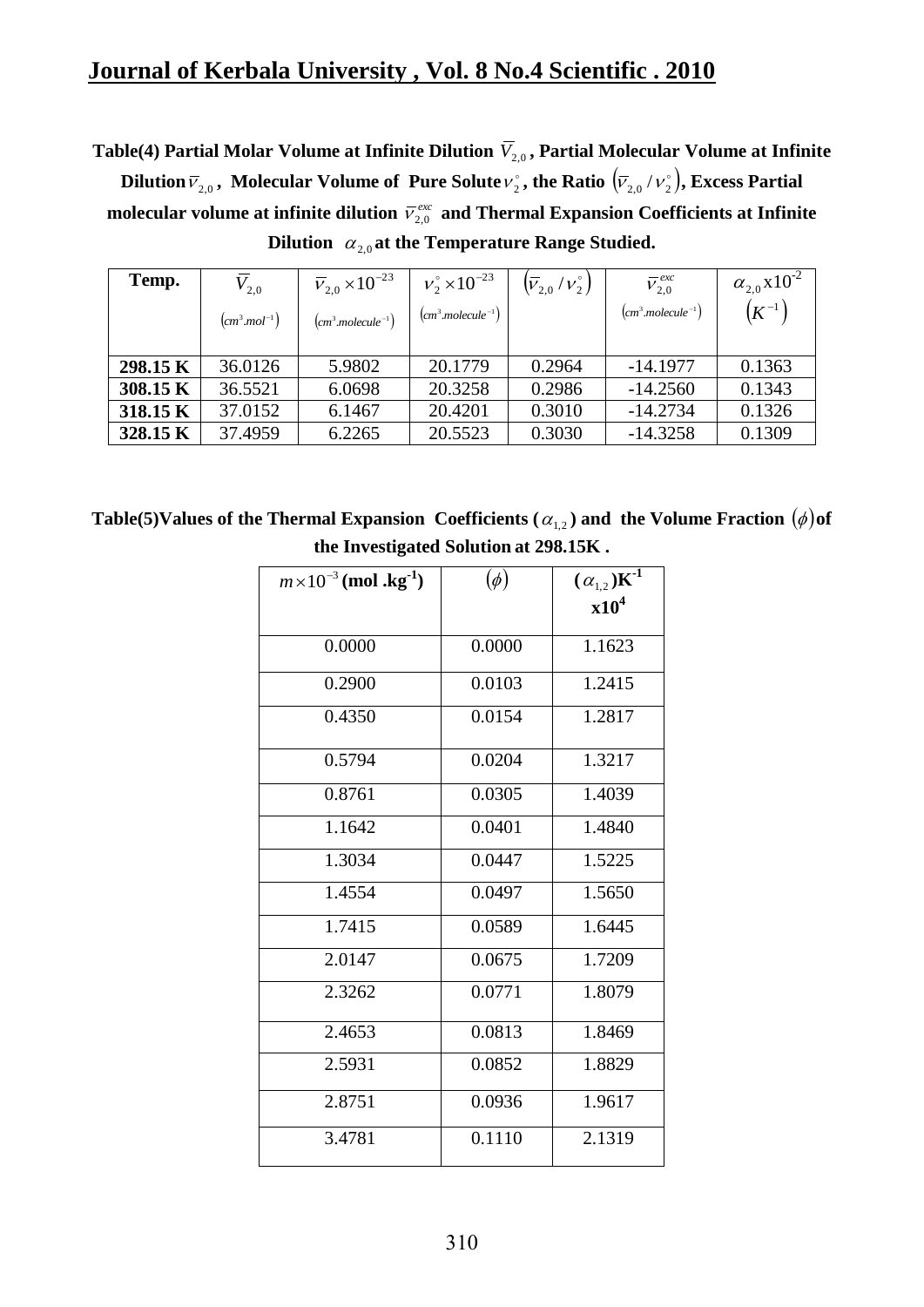**Table(4) Partial Molar Volume at Infinite Dilution $\bar{V}_{2,0}$, Partial Molecular Volume at Infinite Dilution $\bar{v}_{2,0}$, Molecular Volume of Pure Solute $v_2^{\circ}$, the Ratio $\left(\bar{v}_{2,0}/v_2^{\circ}\right)$, Excess Partial molecular volume at infinite dilution $\bar{v}_{2,0}^{exc}$ and Thermal Expansion Coefficients at Infinite Dilution $\alpha_{2,0}$ at the Temperature Range Studied.**

| Temp. | $\bar{V}_{2,0}$ $(cm^3.mol^{-1})$ | $\bar{v}_{2,0}\times10^{-23}$ $(cm^3.molecule^{-1})$ | $v_2^{\circ}\times10^{-23}$ $(cm^3.molecule^{-1})$ | $\left(\bar{v}_{2,0}/v_2^{\circ}\right)$ | $\bar{v}_{2,0}^{exc}$ $(cm^3.molecule^{-1})$ | $\alpha_{2,0}$ x$10^{-2}$ $\left(K^{-1}\right)$ |
|---|---|---|---|---|---|---|
| **298.15 K** | 36.0126 | 5.9802 | 20.1779 | 0.2964 | -14.1977 | 0.1363 |
| **308.15 K** | 36.5521 | 6.0698 | 20.3258 | 0.2986 | -14.2560 | 0.1343 |
| **318.15 K** | 37.0152 | 6.1467 | 20.4201 | 0.3010 | -14.2734 | 0.1326 |
| **328.15 K** | 37.4959 | 6.2265 | 20.5523 | 0.3030 | -14.3258 | 0.1309 |

**Table(5)Values of the Thermal Expansion Coefficients ($\alpha_{1,2}$) and the Volume Fraction $(\phi)$ of the Investigated Solution at 298.15K .**

| $m\times10^{-3}$ **(mol .kg$^{-1}$)** | $(\phi)$ | **($\alpha_{1,2}$)K$^{-1}$ x10$^4$** |
|---|---|---|
| 0.0000 | 0.0000 | 1.1623 |
| 0.2900 | 0.0103 | 1.2415 |
| 0.4350 | 0.0154 | 1.2817 |
| 0.5794 | 0.0204 | 1.3217 |
| 0.8761 | 0.0305 | 1.4039 |
| 1.1642 | 0.0401 | 1.4840 |
| 1.3034 | 0.0447 | 1.5225 |
| 1.4554 | 0.0497 | 1.5650 |
| 1.7415 | 0.0589 | 1.6445 |
| 2.0147 | 0.0675 | 1.7209 |
| 2.3262 | 0.0771 | 1.8079 |
| 2.4653 | 0.0813 | 1.8469 |
| 2.5931 | 0.0852 | 1.8829 |
| 2.8751 | 0.0936 | 1.9617 |
| 3.4781 | 0.1110 | 2.1319 |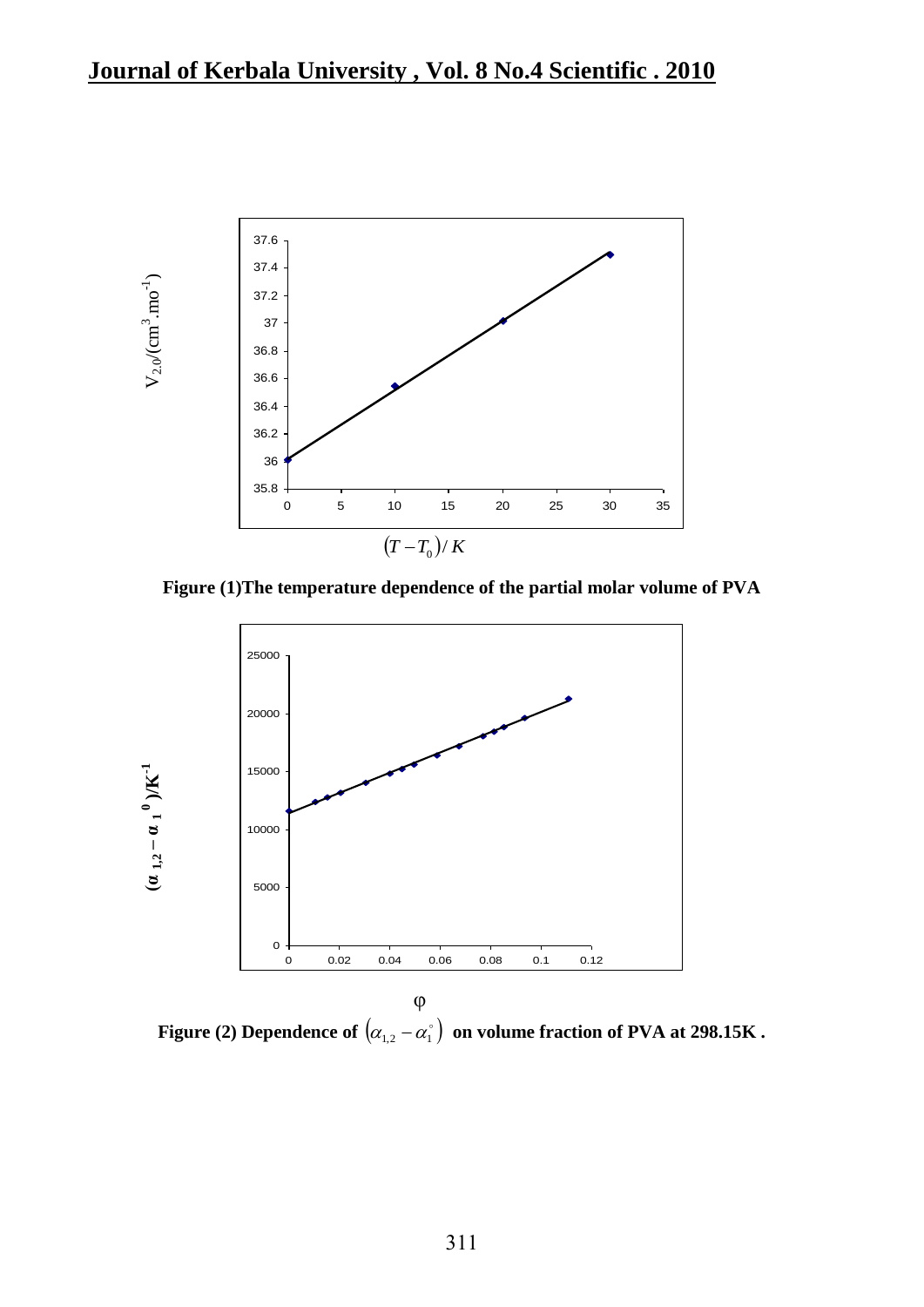Figure (1)The temperature dependence of the partial molar volume of PVA

Figure (2) Dependence of $(\alpha_{1,2} - \alpha_1^{\circ})$ on volume fraction of PVA at 298.15K .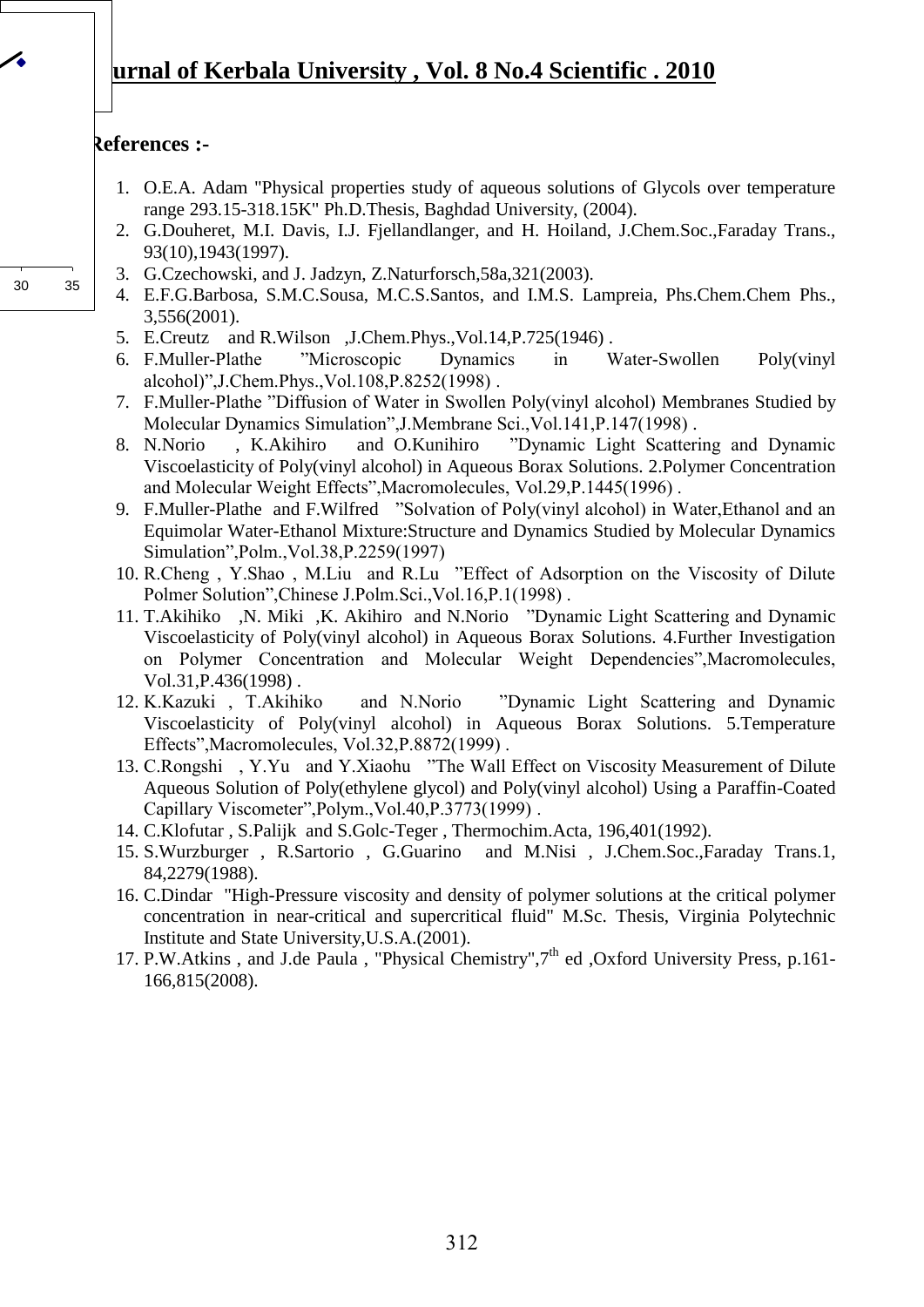## References :-

1. O.E.A. Adam "Physical properties study of aqueous solutions of Glycols over temperature range 293.15-318.15K" Ph.D.Thesis, Baghdad University, (2004).
2. G.Douheret, M.I. Davis, I.J. Fjellandlanger, and H. Hoiland, J.Chem.Soc.,Faraday Trans., 93(10),1943(1997).
3. G.Czechowski, and J. Jadzyn, Z.Naturforsch,58a,321(2003).
4. E.F.G.Barbosa, S.M.C.Sousa, M.C.S.Santos, and I.M.S. Lampreia, Phs.Chem.Chem Phs., 3,556(2001).
5. E.Creutz and R.Wilson ,J.Chem.Phys.,Vol.14,P.725(1946) .
6. F.Muller-Plathe "Microscopic Dynamics in Water-Swollen Poly(vinyl alcohol)",J.Chem.Phys.,Vol.108,P.8252(1998) .
7. F.Muller-Plathe "Diffusion of Water in Swollen Poly(vinyl alcohol) Membranes Studied by Molecular Dynamics Simulation",J.Membrane Sci.,Vol.141,P.147(1998) .
8. N.Norio , K.Akihiro and O.Kunihiro "Dynamic Light Scattering and Dynamic Viscoelasticity of Poly(vinyl alcohol) in Aqueous Borax Solutions. 2.Polymer Concentration and Molecular Weight Effects",Macromolecules, Vol.29,P.1445(1996) .
9. F.Muller-Plathe and F.Wilfred "Solvation of Poly(vinyl alcohol) in Water,Ethanol and an Equimolar Water-Ethanol Mixture:Structure and Dynamics Studied by Molecular Dynamics Simulation",Polm.,Vol.38,P.2259(1997)
10. R.Cheng , Y.Shao , M.Liu and R.Lu "Effect of Adsorption on the Viscosity of Dilute Polmer Solution",Chinese J.Polm.Sci.,Vol.16,P.1(1998) .
11. T.Akihiko ,N. Miki ,K. Akihiro and N.Norio "Dynamic Light Scattering and Dynamic Viscoelasticity of Poly(vinyl alcohol) in Aqueous Borax Solutions. 4.Further Investigation on Polymer Concentration and Molecular Weight Dependencies",Macromolecules, Vol.31,P.436(1998) .
12. K.Kazuki , T.Akihiko and N.Norio "Dynamic Light Scattering and Dynamic Viscoelasticity of Poly(vinyl alcohol) in Aqueous Borax Solutions. 5.Temperature Effects",Macromolecules, Vol.32,P.8872(1999) .
13. C.Rongshi , Y.Yu and Y.Xiaohu "The Wall Effect on Viscosity Measurement of Dilute Aqueous Solution of Poly(ethylene glycol) and Poly(vinyl alcohol) Using a Paraffin-Coated Capillary Viscometer",Polym.,Vol.40,P.3773(1999) .
14. C.Klofutar , S.Palijk and S.Golc-Teger , Thermochim.Acta, 196,401(1992).
15. S.Wurzburger , R.Sartorio , G.Guarino and M.Nisi , J.Chem.Soc.,Faraday Trans.1, 84,2279(1988).
16. C.Dindar "High-Pressure viscosity and density of polymer solutions at the critical polymer concentration in near-critical and supercritical fluid" M.Sc. Thesis, Virginia Polytechnic Institute and State University,U.S.A.(2001).
17. P.W.Atkins , and J.de Paula , "Physical Chemistry",7th ed ,Oxford University Press, p.161-166,815(2008).